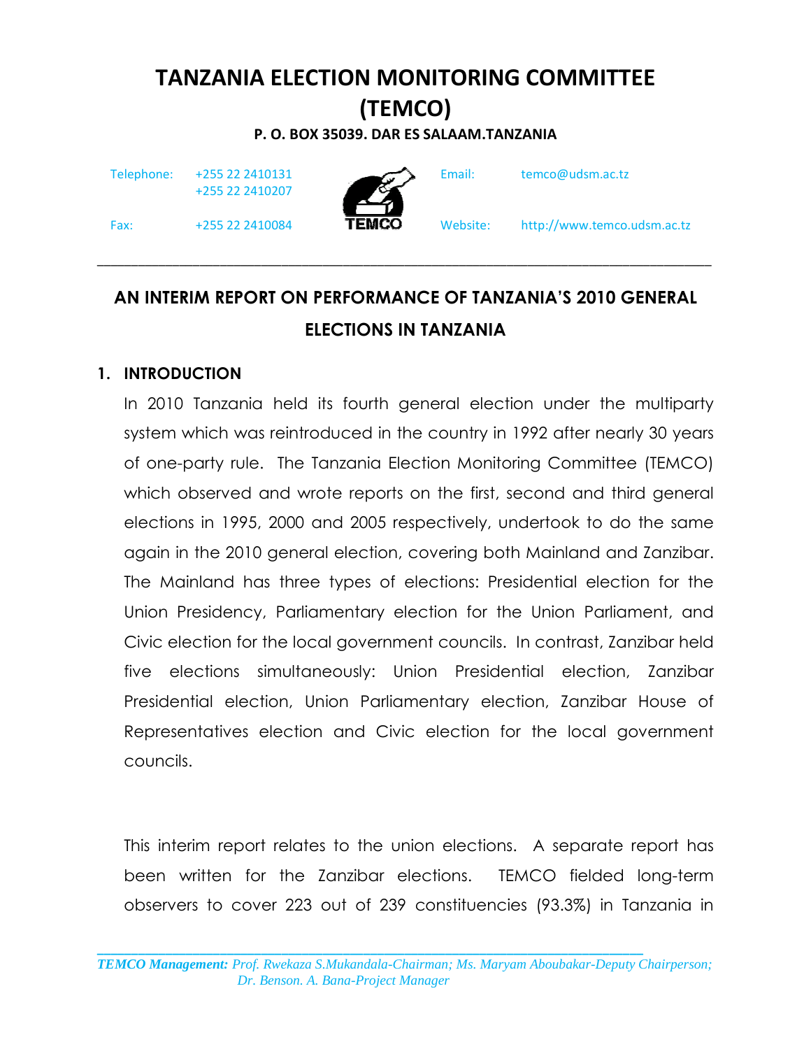# TANZANIA ELECTION MONITORING COMMITTEE (TEMCO)

**P. O. BOX 35039. DAR ES SALAAM.TANZANIA**

| | | | |
|---|---|---|---|
| Telephone: | +255 22 2410131<br>+255 22 2410207 | Email: | temco@udsm.ac.tz |
| Fax: | +255 22 2410084 | Website: | http://www.temco.udsm.ac.tz |

## AN INTERIM REPORT ON PERFORMANCE OF TANZANIA'S 2010 GENERAL ELECTIONS IN TANZANIA

### 1. INTRODUCTION

In 2010 Tanzania held its fourth general election under the multiparty system which was reintroduced in the country in 1992 after nearly 30 years of one-party rule. The Tanzania Election Monitoring Committee (TEMCO) which observed and wrote reports on the first, second and third general elections in 1995, 2000 and 2005 respectively, undertook to do the same again in the 2010 general election, covering both Mainland and Zanzibar. The Mainland has three types of elections: Presidential election for the Union Presidency, Parliamentary election for the Union Parliament, and Civic election for the local government councils. In contrast, Zanzibar held five elections simultaneously: Union Presidential election, Zanzibar Presidential election, Union Parliamentary election, Zanzibar House of Representatives election and Civic election for the local government councils.

This interim report relates to the union elections. A separate report has been written for the Zanzibar elections. TEMCO fielded long-term observers to cover 223 out of 239 constituencies (93.3%) in Tanzania in

*TEMCO Management: Prof. Rwekaza S.Mukandala-Chairman; Ms. Maryam Aboubakar-Deputy Chairperson; Dr. Benson. A. Bana-Project Manager*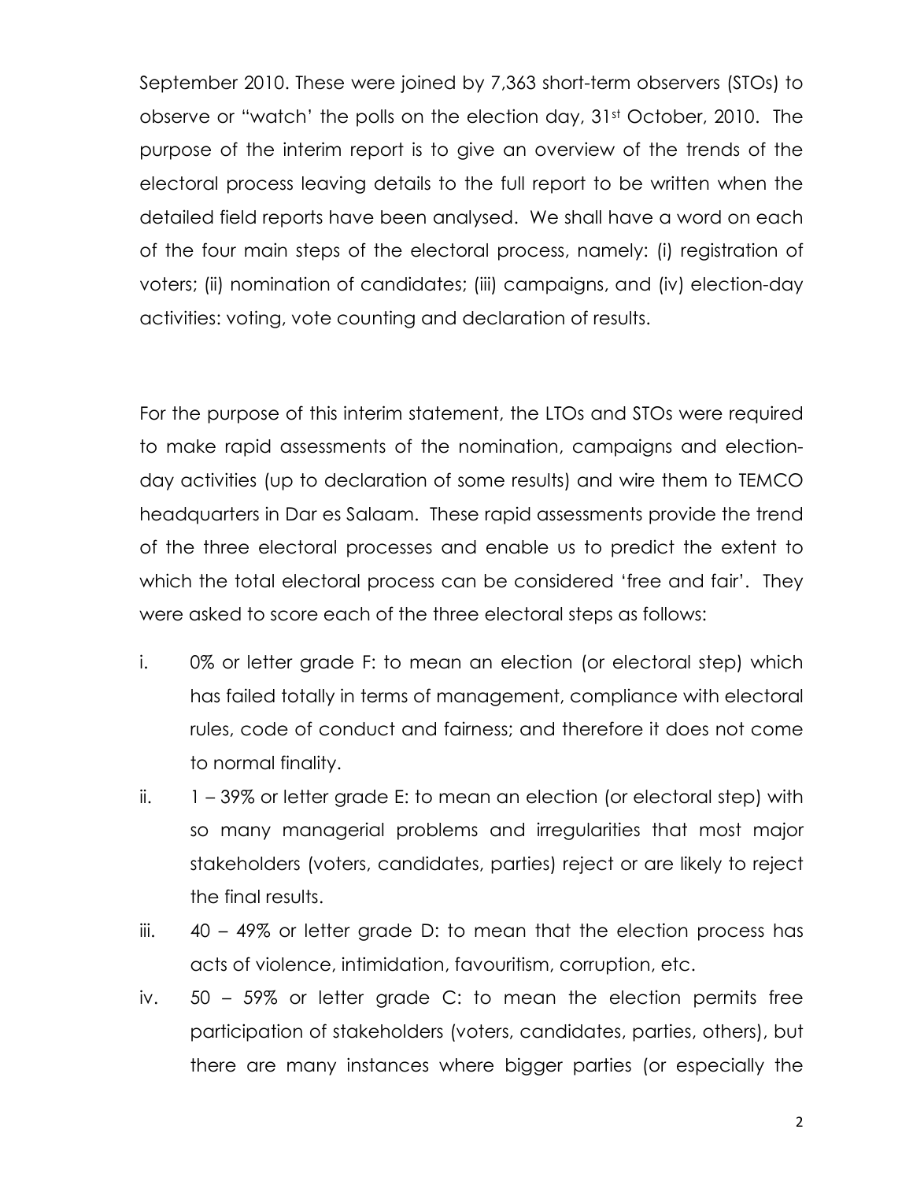September 2010. These were joined by 7,363 short-term observers (STOs) to observe or "watch' the polls on the election day, 31st October, 2010. The purpose of the interim report is to give an overview of the trends of the electoral process leaving details to the full report to be written when the detailed field reports have been analysed. We shall have a word on each of the four main steps of the electoral process, namely: (i) registration of voters; (ii) nomination of candidates; (iii) campaigns, and (iv) election-day activities: voting, vote counting and declaration of results.

For the purpose of this interim statement, the LTOs and STOs were required to make rapid assessments of the nomination, campaigns and election-day activities (up to declaration of some results) and wire them to TEMCO headquarters in Dar es Salaam. These rapid assessments provide the trend of the three electoral processes and enable us to predict the extent to which the total electoral process can be considered 'free and fair'. They were asked to score each of the three electoral steps as follows:

i. 0% or letter grade F: to mean an election (or electoral step) which has failed totally in terms of management, compliance with electoral rules, code of conduct and fairness; and therefore it does not come to normal finality.

ii. 1 – 39% or letter grade E: to mean an election (or electoral step) with so many managerial problems and irregularities that most major stakeholders (voters, candidates, parties) reject or are likely to reject the final results.

iii. 40 – 49% or letter grade D: to mean that the election process has acts of violence, intimidation, favouritism, corruption, etc.

iv. 50 – 59% or letter grade C: to mean the election permits free participation of stakeholders (voters, candidates, parties, others), but there are many instances where bigger parties (or especially the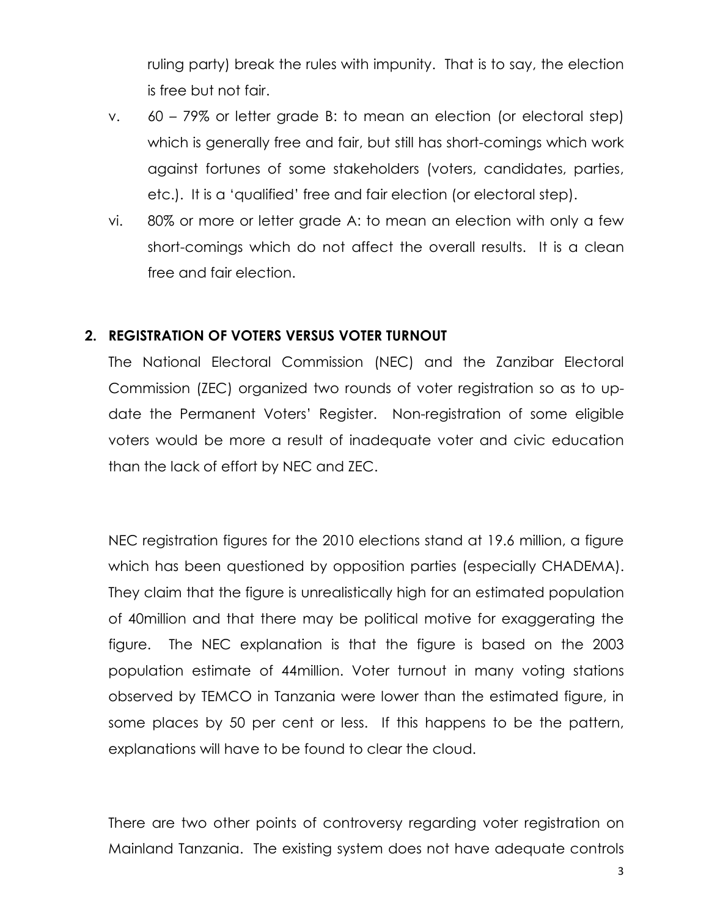ruling party) break the rules with impunity. That is to say, the election is free but not fair.

v. 60 – 79% or letter grade B: to mean an election (or electoral step) which is generally free and fair, but still has short-comings which work against fortunes of some stakeholders (voters, candidates, parties, etc.). It is a 'qualified' free and fair election (or electoral step).

vi. 80% or more or letter grade A: to mean an election with only a few short-comings which do not affect the overall results. It is a clean free and fair election.

## 2. REGISTRATION OF VOTERS VERSUS VOTER TURNOUT

The National Electoral Commission (NEC) and the Zanzibar Electoral Commission (ZEC) organized two rounds of voter registration so as to up-date the Permanent Voters' Register. Non-registration of some eligible voters would be more a result of inadequate voter and civic education than the lack of effort by NEC and ZEC.

NEC registration figures for the 2010 elections stand at 19.6 million, a figure which has been questioned by opposition parties (especially CHADEMA). They claim that the figure is unrealistically high for an estimated population of 40million and that there may be political motive for exaggerating the figure. The NEC explanation is that the figure is based on the 2003 population estimate of 44million. Voter turnout in many voting stations observed by TEMCO in Tanzania were lower than the estimated figure, in some places by 50 per cent or less. If this happens to be the pattern, explanations will have to be found to clear the cloud.

There are two other points of controversy regarding voter registration on Mainland Tanzania. The existing system does not have adequate controls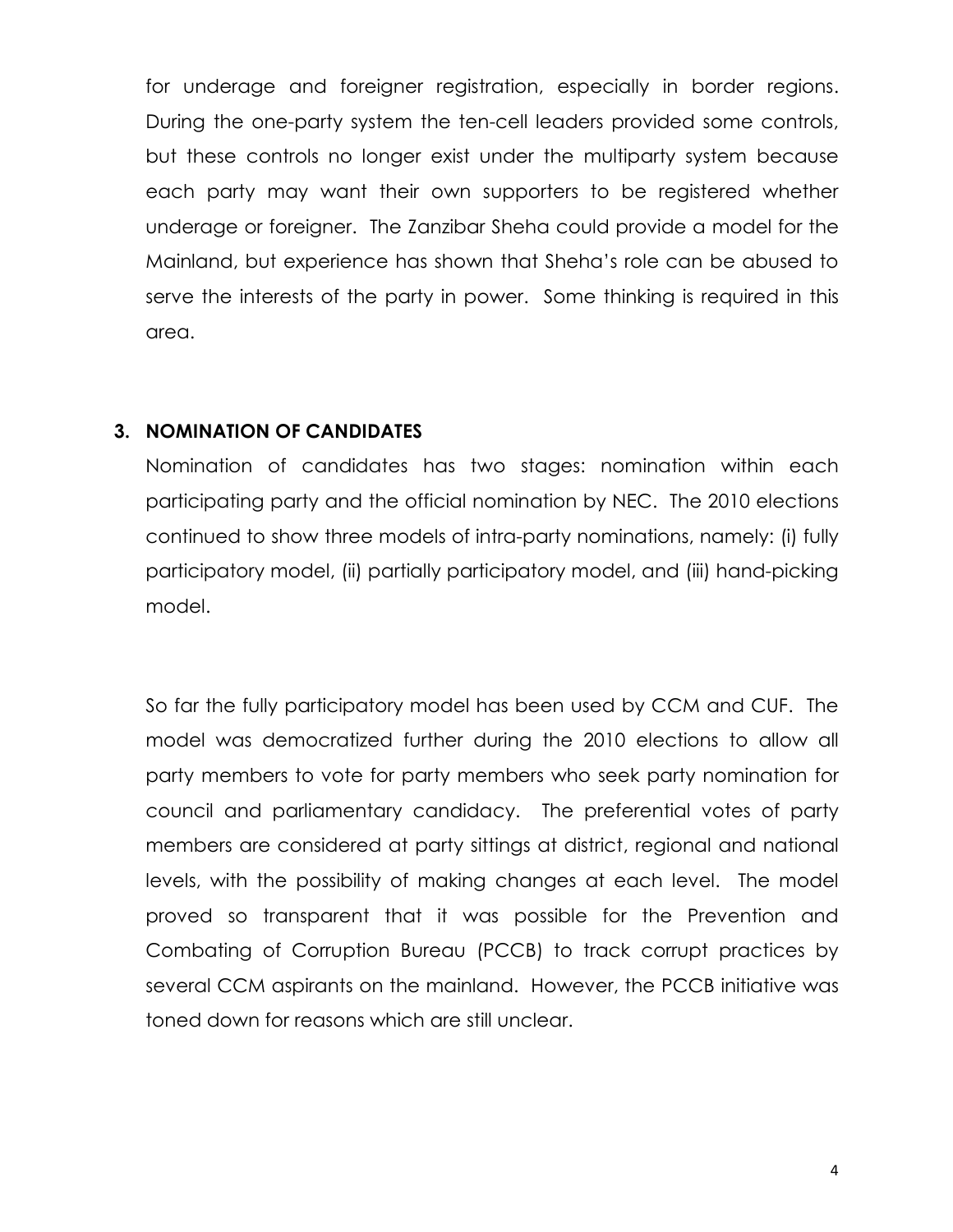for underage and foreigner registration, especially in border regions. During the one-party system the ten-cell leaders provided some controls, but these controls no longer exist under the multiparty system because each party may want their own supporters to be registered whether underage or foreigner. The Zanzibar Sheha could provide a model for the Mainland, but experience has shown that Sheha's role can be abused to serve the interests of the party in power. Some thinking is required in this area.

## 3. NOMINATION OF CANDIDATES

Nomination of candidates has two stages: nomination within each participating party and the official nomination by NEC. The 2010 elections continued to show three models of intra-party nominations, namely: (i) fully participatory model, (ii) partially participatory model, and (iii) hand-picking model.

So far the fully participatory model has been used by CCM and CUF. The model was democratized further during the 2010 elections to allow all party members to vote for party members who seek party nomination for council and parliamentary candidacy. The preferential votes of party members are considered at party sittings at district, regional and national levels, with the possibility of making changes at each level. The model proved so transparent that it was possible for the Prevention and Combating of Corruption Bureau (PCCB) to track corrupt practices by several CCM aspirants on the mainland. However, the PCCB initiative was toned down for reasons which are still unclear.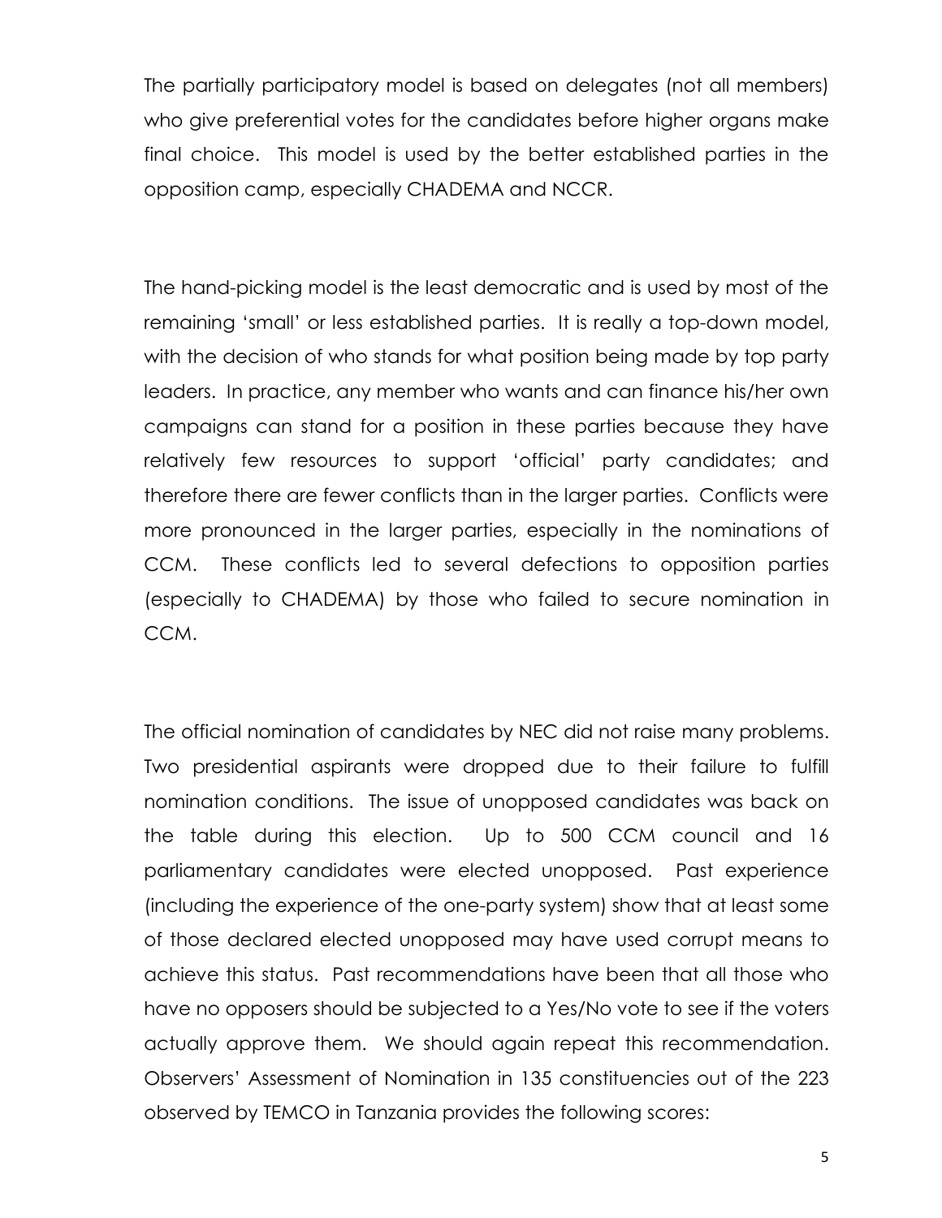The partially participatory model is based on delegates (not all members) who give preferential votes for the candidates before higher organs make final choice. This model is used by the better established parties in the opposition camp, especially CHADEMA and NCCR.

The hand-picking model is the least democratic and is used by most of the remaining 'small' or less established parties. It is really a top-down model, with the decision of who stands for what position being made by top party leaders. In practice, any member who wants and can finance his/her own campaigns can stand for a position in these parties because they have relatively few resources to support 'official' party candidates; and therefore there are fewer conflicts than in the larger parties. Conflicts were more pronounced in the larger parties, especially in the nominations of CCM. These conflicts led to several defections to opposition parties (especially to CHADEMA) by those who failed to secure nomination in CCM.

The official nomination of candidates by NEC did not raise many problems. Two presidential aspirants were dropped due to their failure to fulfill nomination conditions. The issue of unopposed candidates was back on the table during this election. Up to 500 CCM council and 16 parliamentary candidates were elected unopposed. Past experience (including the experience of the one-party system) show that at least some of those declared elected unopposed may have used corrupt means to achieve this status. Past recommendations have been that all those who have no opposers should be subjected to a Yes/No vote to see if the voters actually approve them. We should again repeat this recommendation. Observers' Assessment of Nomination in 135 constituencies out of the 223 observed by TEMCO in Tanzania provides the following scores: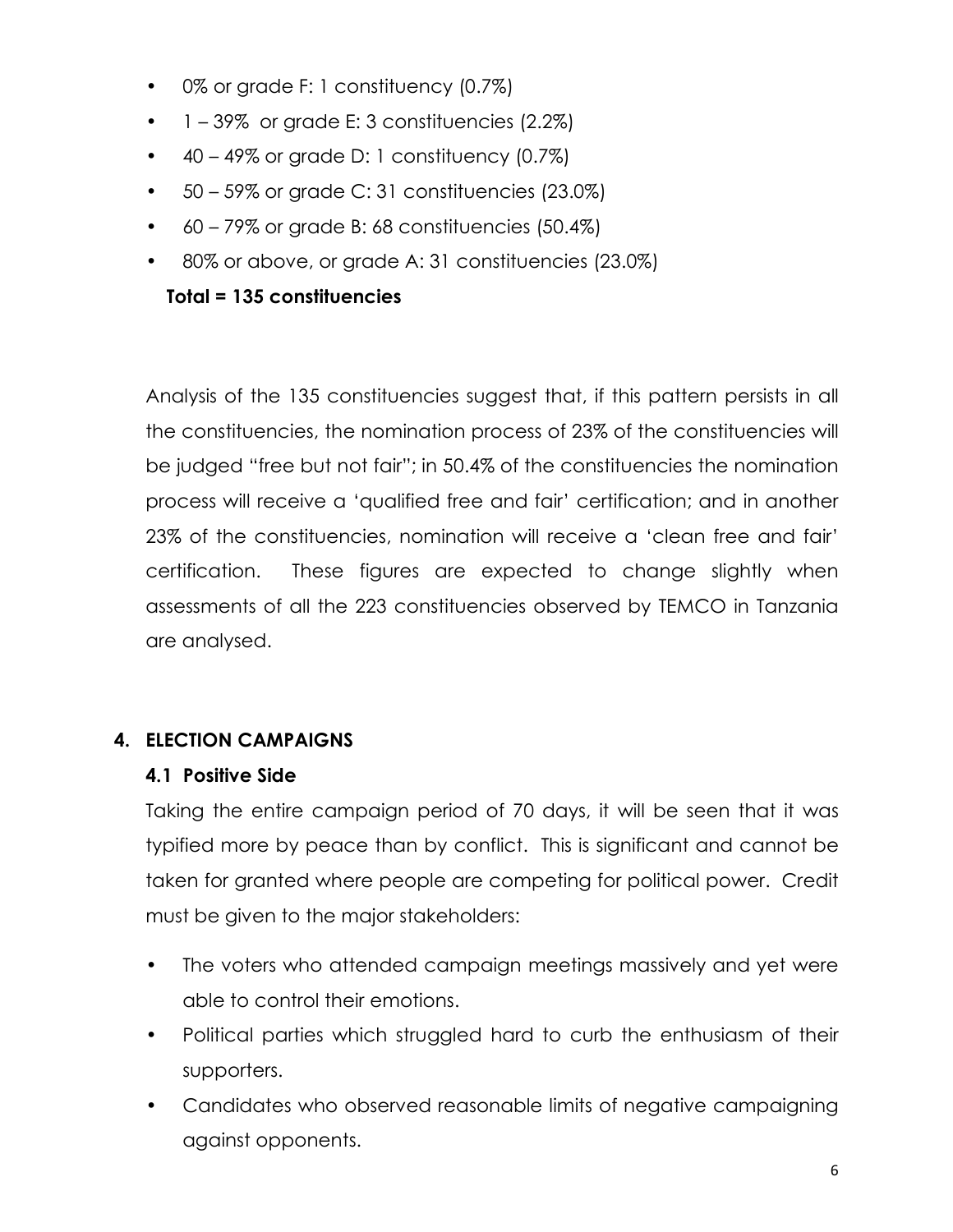- 0% or grade F: 1 constituency (0.7%)
- 1 – 39% or grade E: 3 constituencies (2.2%)
- 40 – 49% or grade D: 1 constituency (0.7%)
- 50 – 59% or grade C: 31 constituencies (23.0%)
- 60 – 79% or grade B: 68 constituencies (50.4%)
- 80% or above, or grade A: 31 constituencies (23.0%)

**Total = 135 constituencies**

Analysis of the 135 constituencies suggest that, if this pattern persists in all the constituencies, the nomination process of 23% of the constituencies will be judged "free but not fair"; in 50.4% of the constituencies the nomination process will receive a 'qualified free and fair' certification; and in another 23% of the constituencies, nomination will receive a 'clean free and fair' certification. These figures are expected to change slightly when assessments of all the 223 constituencies observed by TEMCO in Tanzania are analysed.

## 4. ELECTION CAMPAIGNS

### 4.1 Positive Side

Taking the entire campaign period of 70 days, it will be seen that it was typified more by peace than by conflict. This is significant and cannot be taken for granted where people are competing for political power. Credit must be given to the major stakeholders:

- The voters who attended campaign meetings massively and yet were able to control their emotions.
- Political parties which struggled hard to curb the enthusiasm of their supporters.
- Candidates who observed reasonable limits of negative campaigning against opponents.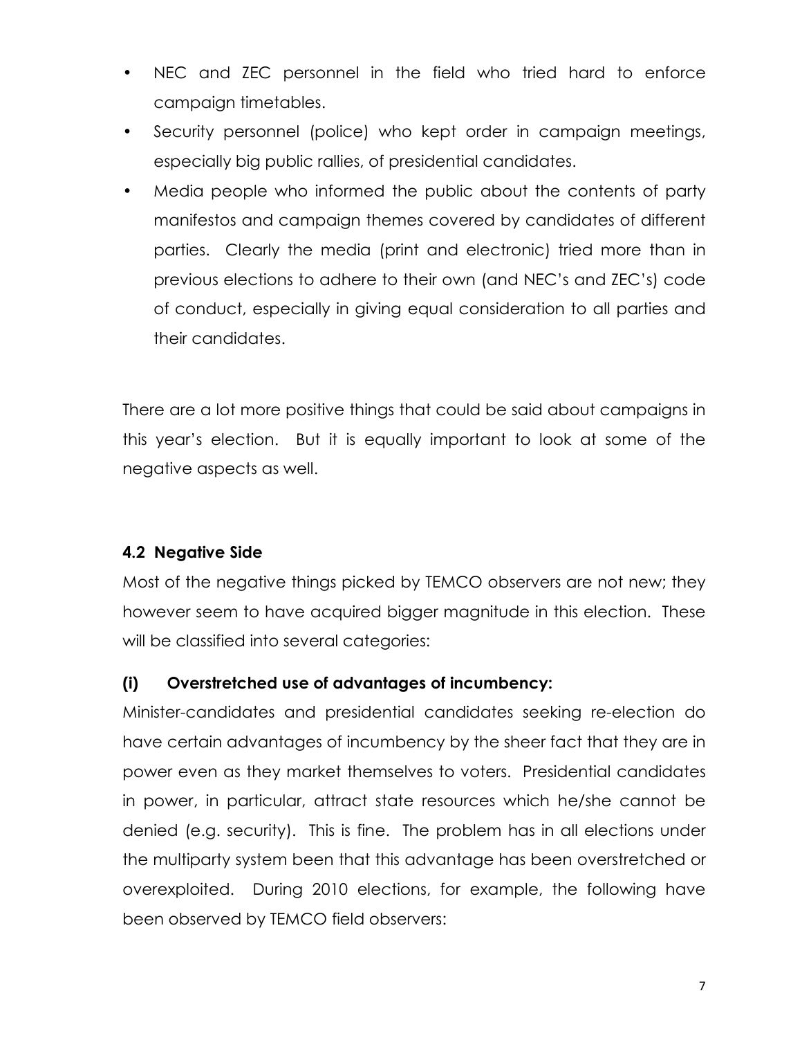- NEC and ZEC personnel in the field who tried hard to enforce campaign timetables.
- Security personnel (police) who kept order in campaign meetings, especially big public rallies, of presidential candidates.
- Media people who informed the public about the contents of party manifestos and campaign themes covered by candidates of different parties. Clearly the media (print and electronic) tried more than in previous elections to adhere to their own (and NEC's and ZEC's) code of conduct, especially in giving equal consideration to all parties and their candidates.

There are a lot more positive things that could be said about campaigns in this year's election. But it is equally important to look at some of the negative aspects as well.

### 4.2 Negative Side

Most of the negative things picked by TEMCO observers are not new; they however seem to have acquired bigger magnitude in this election. These will be classified into several categories:

#### (i) Overstretched use of advantages of incumbency:

Minister-candidates and presidential candidates seeking re-election do have certain advantages of incumbency by the sheer fact that they are in power even as they market themselves to voters. Presidential candidates in power, in particular, attract state resources which he/she cannot be denied (e.g. security). This is fine. The problem has in all elections under the multiparty system been that this advantage has been overstretched or overexploited. During 2010 elections, for example, the following have been observed by TEMCO field observers: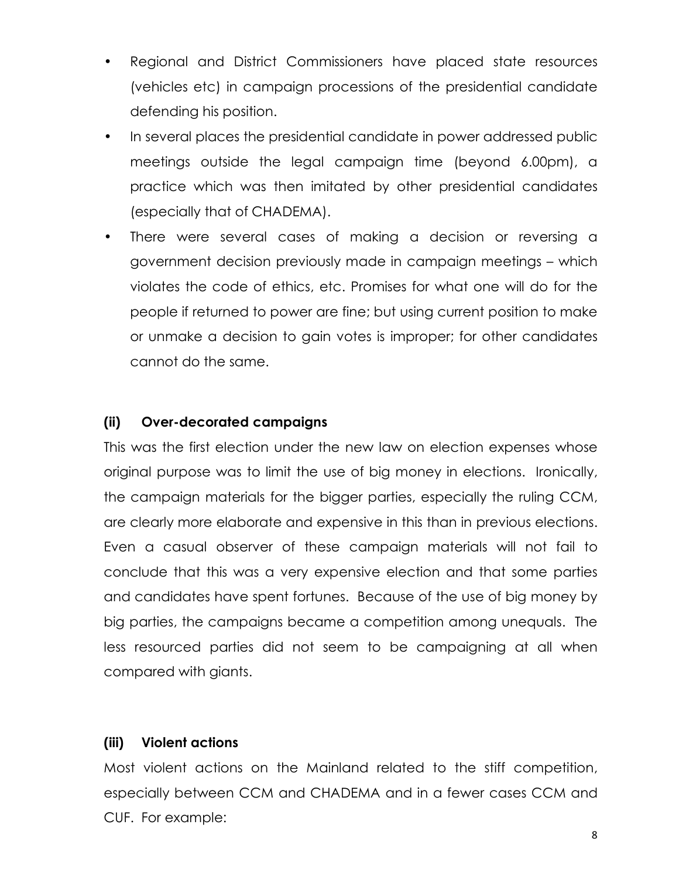- Regional and District Commissioners have placed state resources (vehicles etc) in campaign processions of the presidential candidate defending his position.
- In several places the presidential candidate in power addressed public meetings outside the legal campaign time (beyond 6.00pm), a practice which was then imitated by other presidential candidates (especially that of CHADEMA).
- There were several cases of making a decision or reversing a government decision previously made in campaign meetings – which violates the code of ethics, etc. Promises for what one will do for the people if returned to power are fine; but using current position to make or unmake a decision to gain votes is improper; for other candidates cannot do the same.

#### (ii) Over-decorated campaigns

This was the first election under the new law on election expenses whose original purpose was to limit the use of big money in elections. Ironically, the campaign materials for the bigger parties, especially the ruling CCM, are clearly more elaborate and expensive in this than in previous elections. Even a casual observer of these campaign materials will not fail to conclude that this was a very expensive election and that some parties and candidates have spent fortunes. Because of the use of big money by big parties, the campaigns became a competition among unequals. The less resourced parties did not seem to be campaigning at all when compared with giants.

#### (iii) Violent actions

Most violent actions on the Mainland related to the stiff competition, especially between CCM and CHADEMA and in a fewer cases CCM and CUF. For example: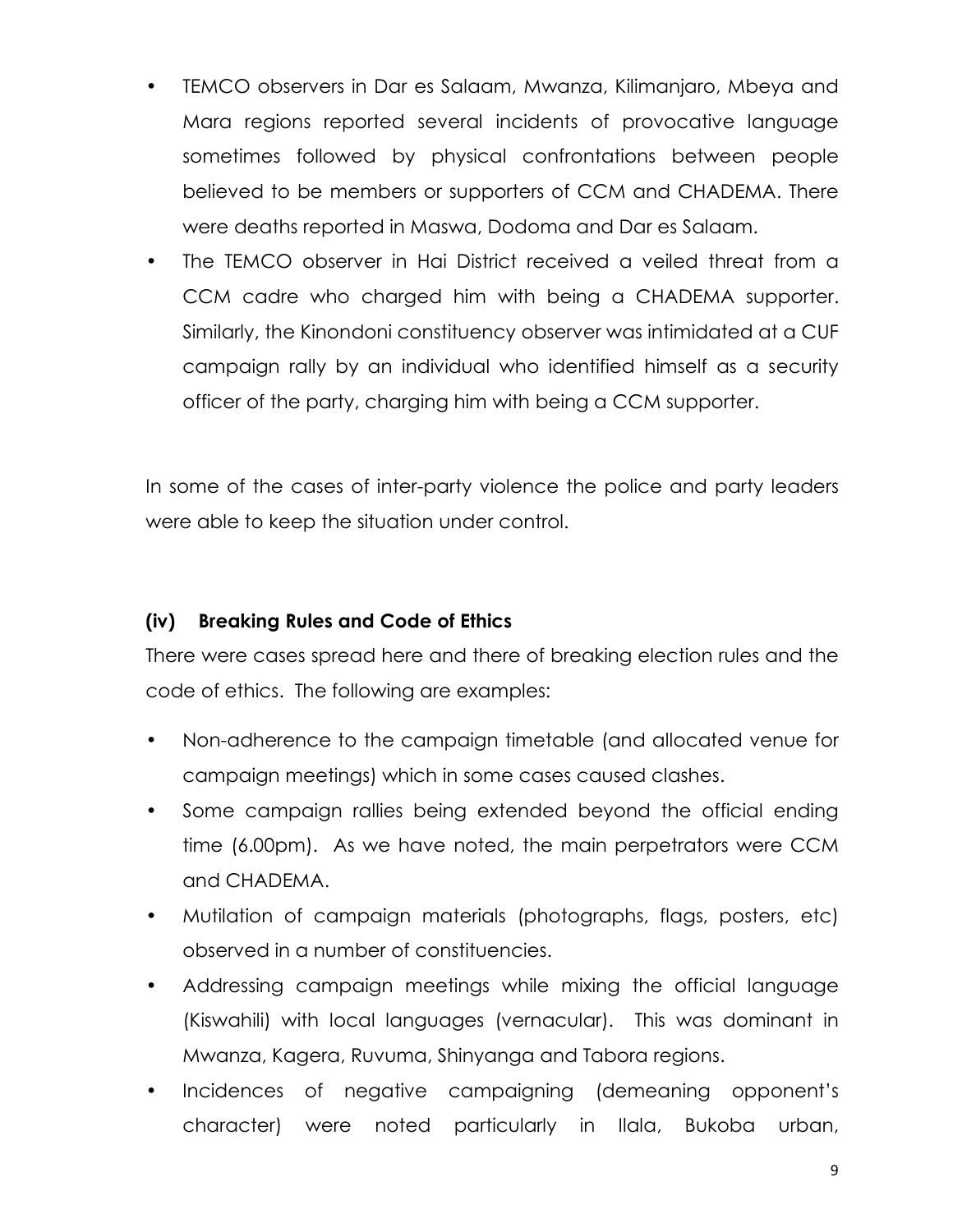- TEMCO observers in Dar es Salaam, Mwanza, Kilimanjaro, Mbeya and Mara regions reported several incidents of provocative language sometimes followed by physical confrontations between people believed to be members or supporters of CCM and CHADEMA. There were deaths reported in Maswa, Dodoma and Dar es Salaam.
- The TEMCO observer in Hai District received a veiled threat from a CCM cadre who charged him with being a CHADEMA supporter. Similarly, the Kinondoni constituency observer was intimidated at a CUF campaign rally by an individual who identified himself as a security officer of the party, charging him with being a CCM supporter.

In some of the cases of inter-party violence the police and party leaders were able to keep the situation under control.

### (iv) Breaking Rules and Code of Ethics

There were cases spread here and there of breaking election rules and the code of ethics. The following are examples:

- Non-adherence to the campaign timetable (and allocated venue for campaign meetings) which in some cases caused clashes.
- Some campaign rallies being extended beyond the official ending time (6.00pm). As we have noted, the main perpetrators were CCM and CHADEMA.
- Mutilation of campaign materials (photographs, flags, posters, etc) observed in a number of constituencies.
- Addressing campaign meetings while mixing the official language (Kiswahili) with local languages (vernacular). This was dominant in Mwanza, Kagera, Ruvuma, Shinyanga and Tabora regions.
- Incidences of negative campaigning (demeaning opponent's character) were noted particularly in Ilala, Bukoba urban,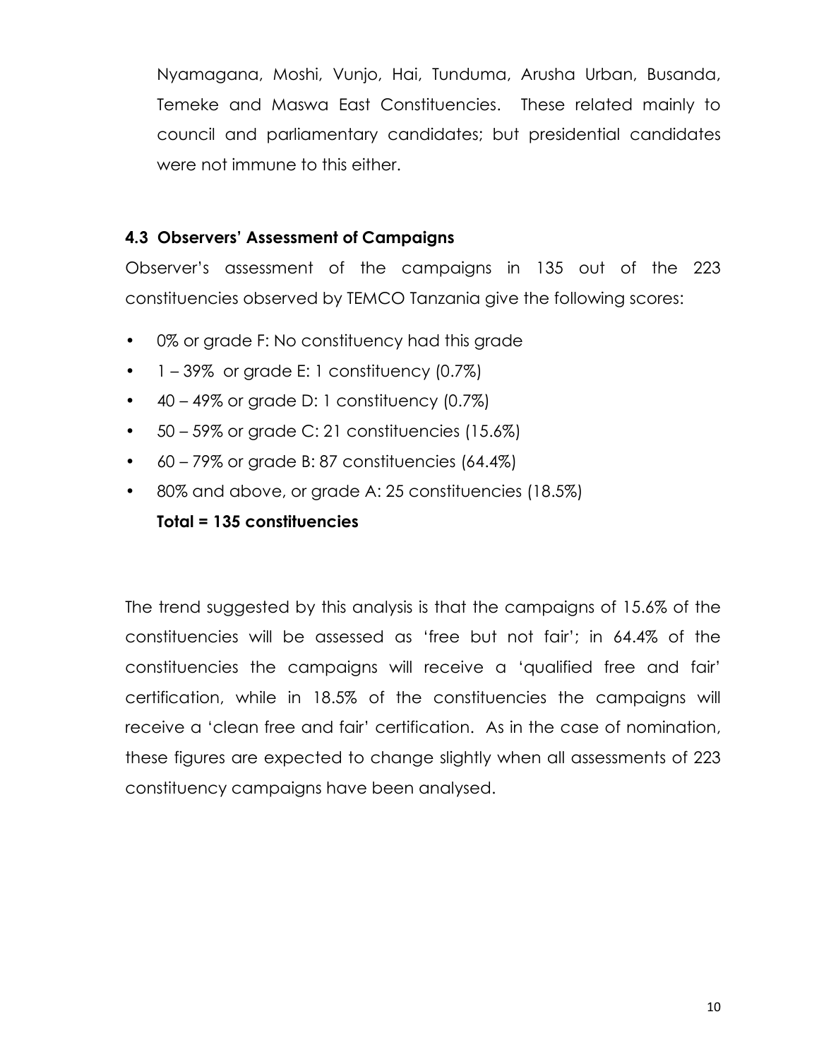Nyamagana, Moshi, Vunjo, Hai, Tunduma, Arusha Urban, Busanda, Temeke and Maswa East Constituencies. These related mainly to council and parliamentary candidates; but presidential candidates were not immune to this either.

### 4.3 Observers' Assessment of Campaigns

Observer's assessment of the campaigns in 135 out of the 223 constituencies observed by TEMCO Tanzania give the following scores:

- 0% or grade F: No constituency had this grade
- 1 – 39% or grade E: 1 constituency (0.7%)
- 40 – 49% or grade D: 1 constituency (0.7%)
- 50 – 59% or grade C: 21 constituencies (15.6%)
- 60 – 79% or grade B: 87 constituencies (64.4%)
- 80% and above, or grade A: 25 constituencies (18.5%)

  **Total = 135 constituencies**

The trend suggested by this analysis is that the campaigns of 15.6% of the constituencies will be assessed as 'free but not fair'; in 64.4% of the constituencies the campaigns will receive a 'qualified free and fair' certification, while in 18.5% of the constituencies the campaigns will receive a 'clean free and fair' certification. As in the case of nomination, these figures are expected to change slightly when all assessments of 223 constituency campaigns have been analysed.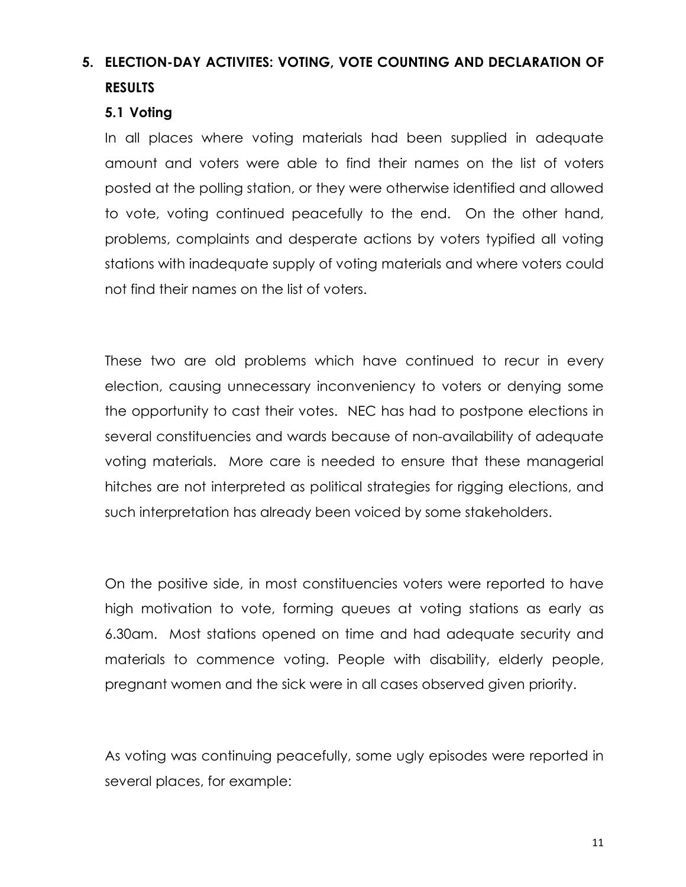## 5. ELECTION-DAY ACTIVITES: VOTING, VOTE COUNTING AND DECLARATION OF RESULTS

### 5.1 Voting

In all places where voting materials had been supplied in adequate amount and voters were able to find their names on the list of voters posted at the polling station, or they were otherwise identified and allowed to vote, voting continued peacefully to the end. On the other hand, problems, complaints and desperate actions by voters typified all voting stations with inadequate supply of voting materials and where voters could not find their names on the list of voters.

These two are old problems which have continued to recur in every election, causing unnecessary inconveniency to voters or denying some the opportunity to cast their votes. NEC has had to postpone elections in several constituencies and wards because of non-availability of adequate voting materials. More care is needed to ensure that these managerial hitches are not interpreted as political strategies for rigging elections, and such interpretation has already been voiced by some stakeholders.

On the positive side, in most constituencies voters were reported to have high motivation to vote, forming queues at voting stations as early as 6.30am. Most stations opened on time and had adequate security and materials to commence voting. People with disability, elderly people, pregnant women and the sick were in all cases observed given priority.

As voting was continuing peacefully, some ugly episodes were reported in several places, for example: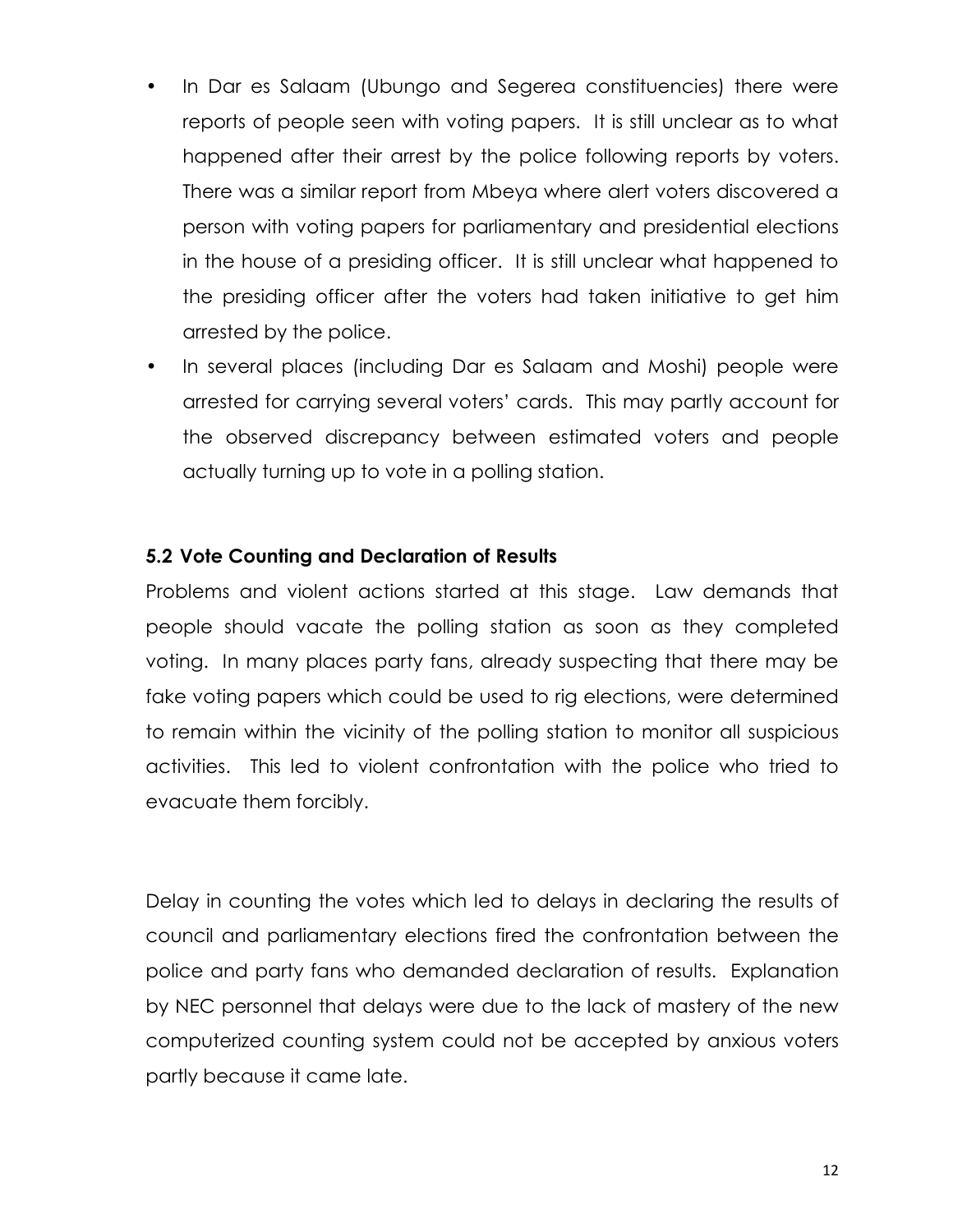- In Dar es Salaam (Ubungo and Segerea constituencies) there were reports of people seen with voting papers. It is still unclear as to what happened after their arrest by the police following reports by voters. There was a similar report from Mbeya where alert voters discovered a person with voting papers for parliamentary and presidential elections in the house of a presiding officer. It is still unclear what happened to the presiding officer after the voters had taken initiative to get him arrested by the police.
- In several places (including Dar es Salaam and Moshi) people were arrested for carrying several voters' cards. This may partly account for the observed discrepancy between estimated voters and people actually turning up to vote in a polling station.

### 5.2 Vote Counting and Declaration of Results

Problems and violent actions started at this stage. Law demands that people should vacate the polling station as soon as they completed voting. In many places party fans, already suspecting that there may be fake voting papers which could be used to rig elections, were determined to remain within the vicinity of the polling station to monitor all suspicious activities. This led to violent confrontation with the police who tried to evacuate them forcibly.

Delay in counting the votes which led to delays in declaring the results of council and parliamentary elections fired the confrontation between the police and party fans who demanded declaration of results. Explanation by NEC personnel that delays were due to the lack of mastery of the new computerized counting system could not be accepted by anxious voters partly because it came late.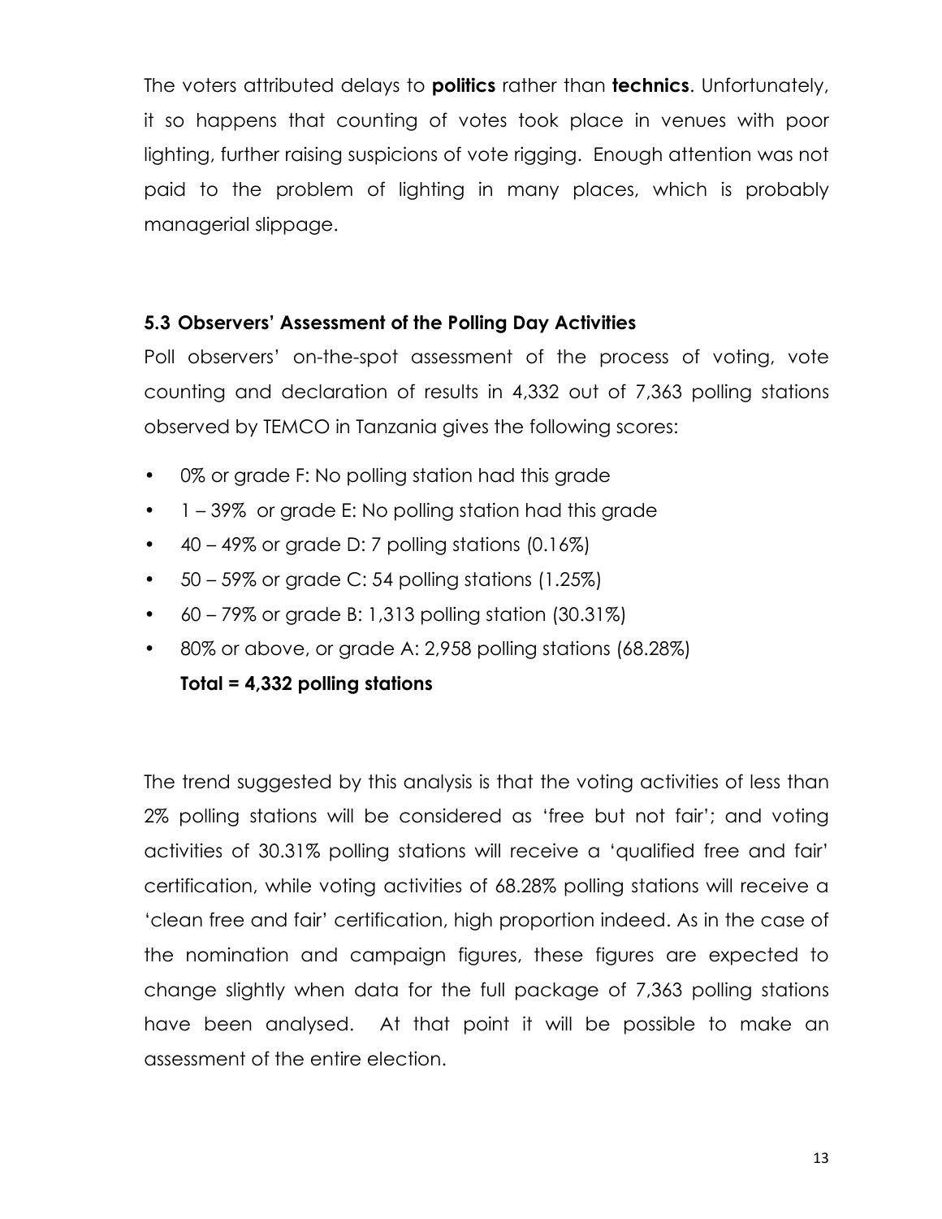The voters attributed delays to **politics** rather than **technics**. Unfortunately, it so happens that counting of votes took place in venues with poor lighting, further raising suspicions of vote rigging. Enough attention was not paid to the problem of lighting in many places, which is probably managerial slippage.

### 5.3 Observers' Assessment of the Polling Day Activities

Poll observers' on-the-spot assessment of the process of voting, vote counting and declaration of results in 4,332 out of 7,363 polling stations observed by TEMCO in Tanzania gives the following scores:

- 0% or grade F: No polling station had this grade
- 1 – 39% or grade E: No polling station had this grade
- 40 – 49% or grade D: 7 polling stations (0.16%)
- 50 – 59% or grade C: 54 polling stations (1.25%)
- 60 – 79% or grade B: 1,313 polling station (30.31%)
- 80% or above, or grade A: 2,958 polling stations (68.28%)

**Total = 4,332 polling stations**

The trend suggested by this analysis is that the voting activities of less than 2% polling stations will be considered as 'free but not fair'; and voting activities of 30.31% polling stations will receive a 'qualified free and fair' certification, while voting activities of 68.28% polling stations will receive a 'clean free and fair' certification, high proportion indeed. As in the case of the nomination and campaign figures, these figures are expected to change slightly when data for the full package of 7,363 polling stations have been analysed. At that point it will be possible to make an assessment of the entire election.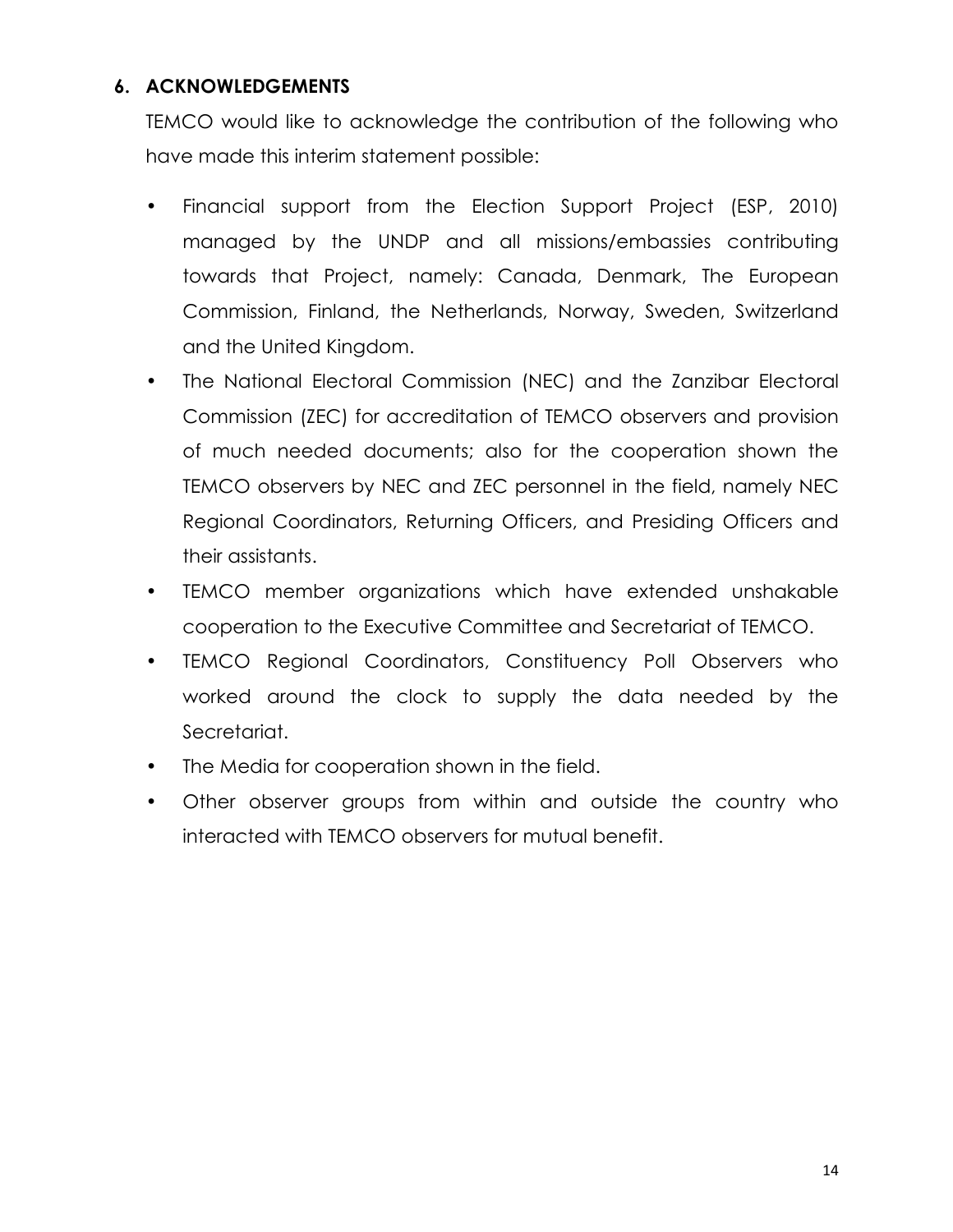## 6. ACKNOWLEDGEMENTS

TEMCO would like to acknowledge the contribution of the following who have made this interim statement possible:

- Financial support from the Election Support Project (ESP, 2010) managed by the UNDP and all missions/embassies contributing towards that Project, namely: Canada, Denmark, The European Commission, Finland, the Netherlands, Norway, Sweden, Switzerland and the United Kingdom.
- The National Electoral Commission (NEC) and the Zanzibar Electoral Commission (ZEC) for accreditation of TEMCO observers and provision of much needed documents; also for the cooperation shown the TEMCO observers by NEC and ZEC personnel in the field, namely NEC Regional Coordinators, Returning Officers, and Presiding Officers and their assistants.
- TEMCO member organizations which have extended unshakable cooperation to the Executive Committee and Secretariat of TEMCO.
- TEMCO Regional Coordinators, Constituency Poll Observers who worked around the clock to supply the data needed by the Secretariat.
- The Media for cooperation shown in the field.
- Other observer groups from within and outside the country who interacted with TEMCO observers for mutual benefit.